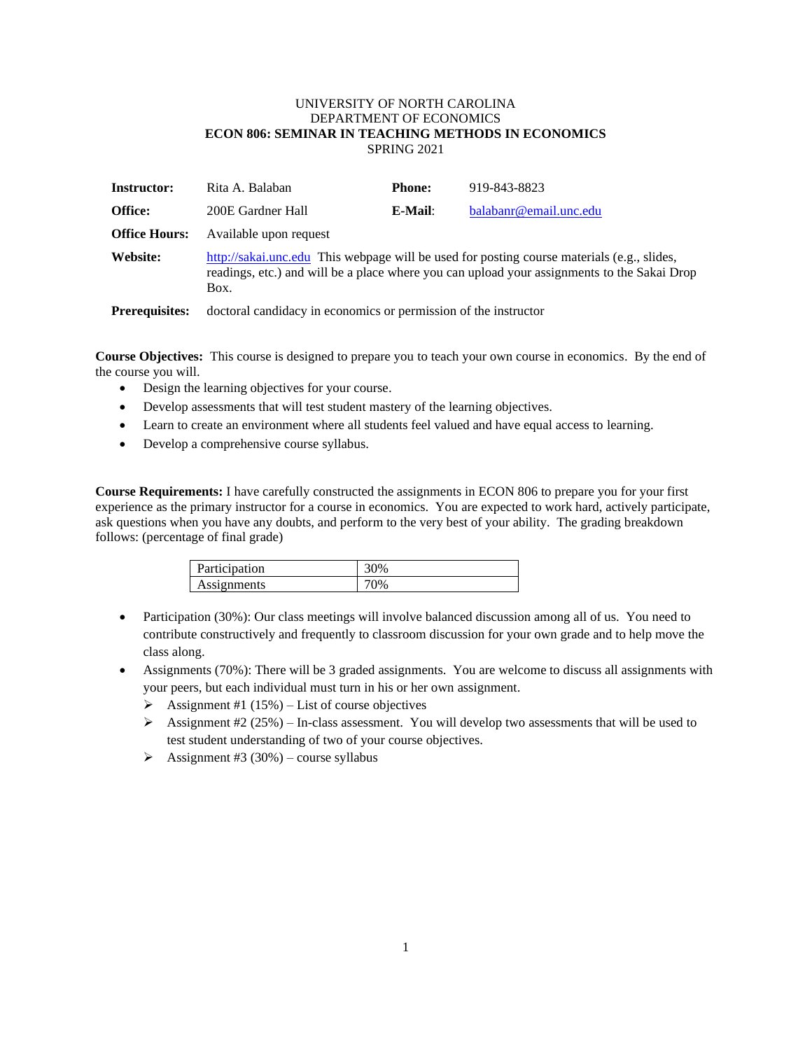UNIVERSITY OF NORTH CAROLINA
DEPARTMENT OF ECONOMICS
**ECON 806: SEMINAR IN TEACHING METHODS IN ECONOMICS**
SPRING 2021

| | | | |
|---|---|---|---|
| **Instructor:** | Rita A. Balaban | **Phone:** | 919-843-8823 |
| **Office:** | 200E Gardner Hall | **E-Mail**: | balabanr@email.unc.edu |
| **Office Hours:** | Available upon request | | |
| **Website:** | http://sakai.unc.edu This webpage will be used for posting course materials (e.g., slides, readings, etc.) and will be a place where you can upload your assignments to the Sakai Drop Box. | | |
| **Prerequisites:** | doctoral candidacy in economics or permission of the instructor | | |

**Course Objectives:** This course is designed to prepare you to teach your own course in economics. By the end of the course you will.

- Design the learning objectives for your course.
- Develop assessments that will test student mastery of the learning objectives.
- Learn to create an environment where all students feel valued and have equal access to learning.
- Develop a comprehensive course syllabus.

**Course Requirements:** I have carefully constructed the assignments in ECON 806 to prepare you for your first experience as the primary instructor for a course in economics. You are expected to work hard, actively participate, ask questions when you have any doubts, and perform to the very best of your ability. The grading breakdown follows: (percentage of final grade)

| | |
|---|---|
| Participation | 30% |
| Assignments | 70% |

- Participation (30%): Our class meetings will involve balanced discussion among all of us. You need to contribute constructively and frequently to classroom discussion for your own grade and to help move the class along.
- Assignments (70%): There will be 3 graded assignments. You are welcome to discuss all assignments with your peers, but each individual must turn in his or her own assignment.
  - Assignment #1 (15%) – List of course objectives
  - Assignment #2 (25%) – In-class assessment. You will develop two assessments that will be used to test student understanding of two of your course objectives.
  - Assignment #3 (30%) – course syllabus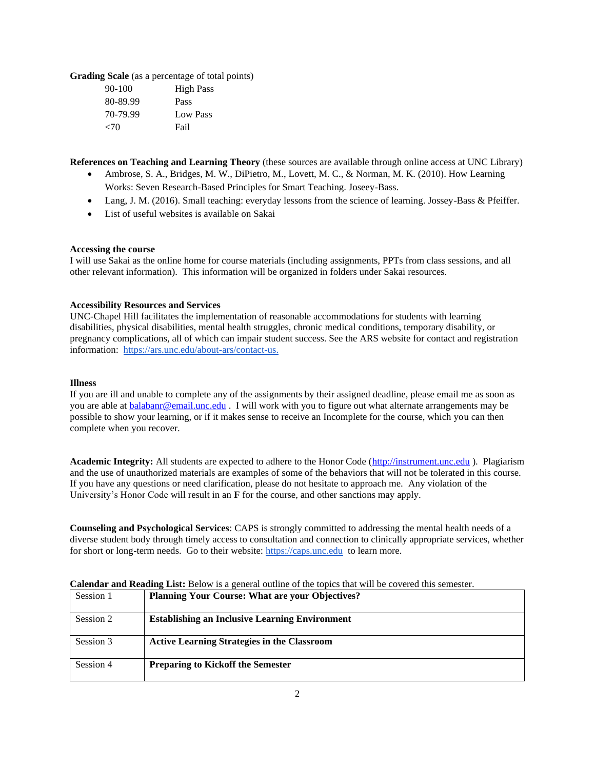**Grading Scale** (as a percentage of total points)

| | |
|---|---|
| 90-100 | High Pass |
| 80-89.99 | Pass |
| 70-79.99 | Low Pass |
| <70 | Fail |

**References on Teaching and Learning Theory** (these sources are available through online access at UNC Library)

- Ambrose, S. A., Bridges, M. W., DiPietro, M., Lovett, M. C., & Norman, M. K. (2010). How Learning Works: Seven Research-Based Principles for Smart Teaching. Joseey-Bass.
- Lang, J. M. (2016). Small teaching: everyday lessons from the science of learning. Jossey-Bass & Pfeiffer.
- List of useful websites is available on Sakai

**Accessing the course**

I will use Sakai as the online home for course materials (including assignments, PPTs from class sessions, and all other relevant information). This information will be organized in folders under Sakai resources.

**Accessibility Resources and Services**

UNC-Chapel Hill facilitates the implementation of reasonable accommodations for students with learning disabilities, physical disabilities, mental health struggles, chronic medical conditions, temporary disability, or pregnancy complications, all of which can impair student success. See the ARS website for contact and registration information: https://ars.unc.edu/about-ars/contact-us.

**Illness**

If you are ill and unable to complete any of the assignments by their assigned deadline, please email me as soon as you are able at balabanr@email.unc.edu . I will work with you to figure out what alternate arrangements may be possible to show your learning, or if it makes sense to receive an Incomplete for the course, which you can then complete when you recover.

**Academic Integrity:** All students are expected to adhere to the Honor Code (http://instrument.unc.edu ). Plagiarism and the use of unauthorized materials are examples of some of the behaviors that will not be tolerated in this course. If you have any questions or need clarification, please do not hesitate to approach me. Any violation of the University's Honor Code will result in an **F** for the course, and other sanctions may apply.

**Counseling and Psychological Services**: CAPS is strongly committed to addressing the mental health needs of a diverse student body through timely access to consultation and connection to clinically appropriate services, whether for short or long-term needs. Go to their website: https://caps.unc.edu to learn more.

**Calendar and Reading List:** Below is a general outline of the topics that will be covered this semester.

| | |
|---|---|
| Session 1 | **Planning Your Course: What are your Objectives?** |
| Session 2 | **Establishing an Inclusive Learning Environment** |
| Session 3 | **Active Learning Strategies in the Classroom** |
| Session 4 | **Preparing to Kickoff the Semester** |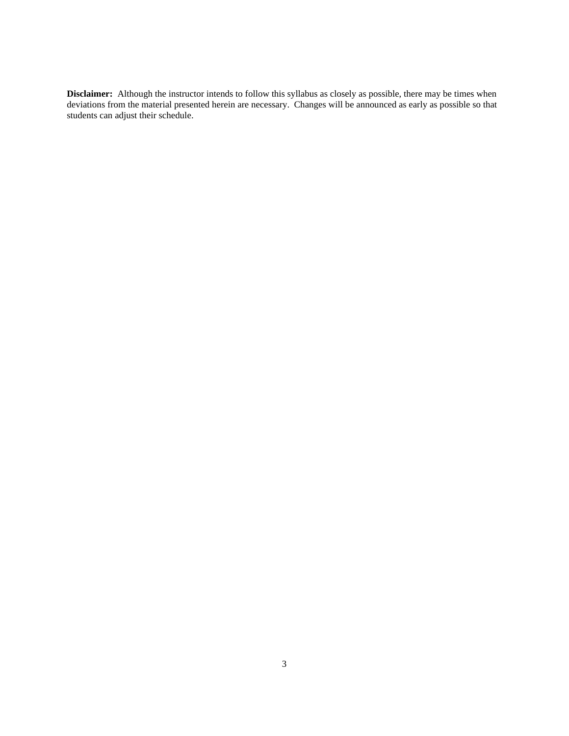**Disclaimer:** Although the instructor intends to follow this syllabus as closely as possible, there may be times when deviations from the material presented herein are necessary. Changes will be announced as early as possible so that students can adjust their schedule.